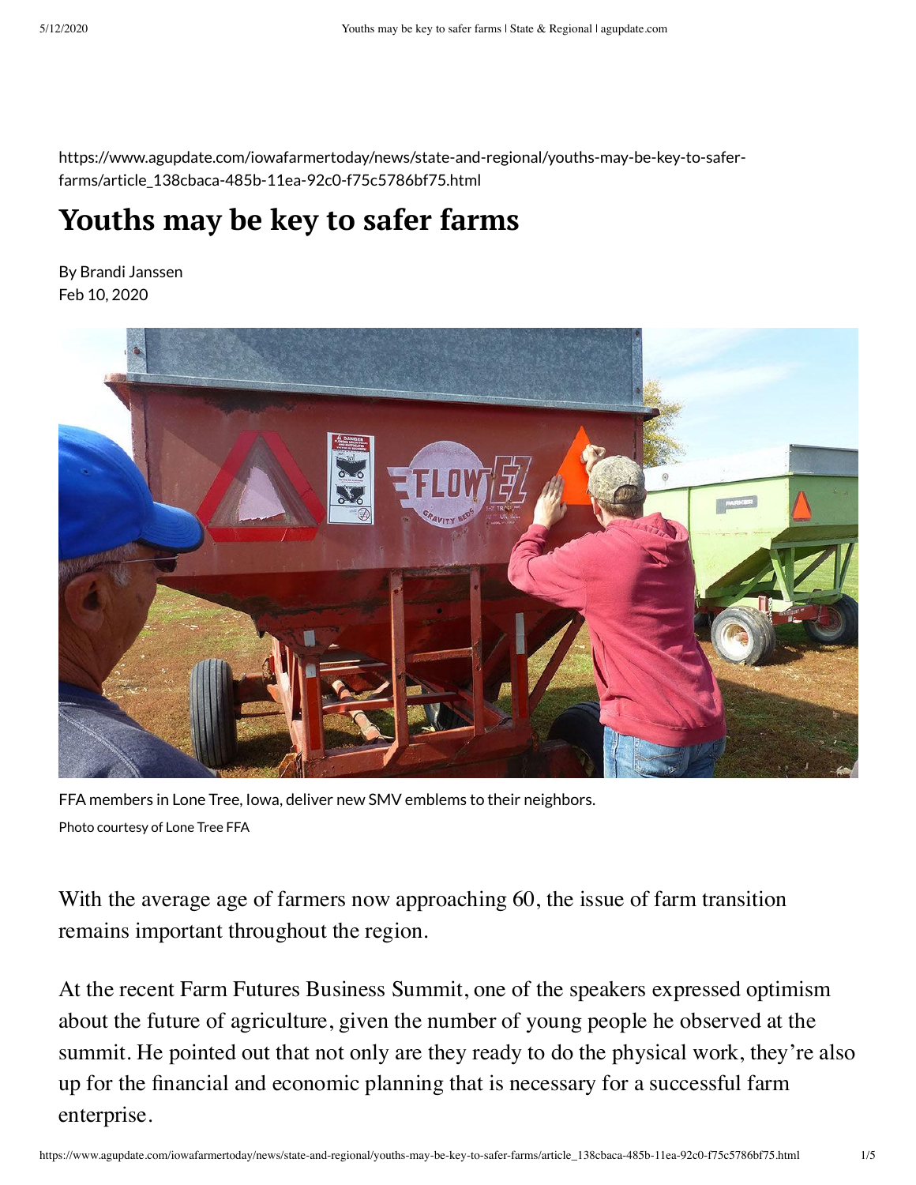https://www.agupdate.com/iowafarmertoday/news/state-and-regional/youths-may-be-key-to-safer-farms/article_138cbaca-485b-11ea-92c0-f75c5786bf75.html

# Youths may be key to safer farms

By Brandi Janssen
Feb 10, 2020

FFA members in Lone Tree, Iowa, deliver new SMV emblems to their neighbors.
Photo courtesy of Lone Tree FFA

With the average age of farmers now approaching 60, the issue of farm transition remains important throughout the region.

At the recent Farm Futures Business Summit, one of the speakers expressed optimism about the future of agriculture, given the number of young people he observed at the summit. He pointed out that not only are they ready to do the physical work, they're also up for the financial and economic planning that is necessary for a successful farm enterprise.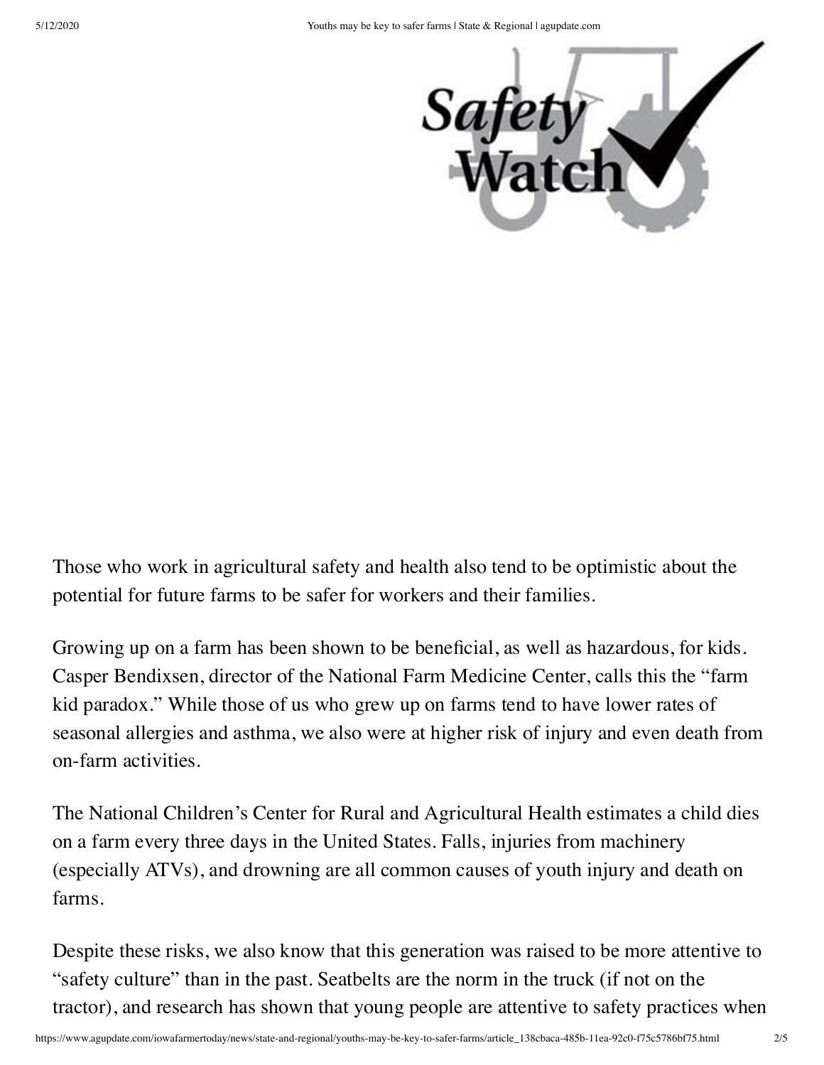Those who work in agricultural safety and health also tend to be optimistic about the potential for future farms to be safer for workers and their families.

Growing up on a farm has been shown to be beneficial, as well as hazardous, for kids. Casper Bendixsen, director of the National Farm Medicine Center, calls this the “farm kid paradox.” While those of us who grew up on farms tend to have lower rates of seasonal allergies and asthma, we also were at higher risk of injury and even death from on-farm activities.

The National Children’s Center for Rural and Agricultural Health estimates a child dies on a farm every three days in the United States. Falls, injuries from machinery (especially ATVs), and drowning are all common causes of youth injury and death on farms.

Despite these risks, we also know that this generation was raised to be more attentive to “safety culture” than in the past. Seatbelts are the norm in the truck (if not on the tractor), and research has shown that young people are attentive to safety practices when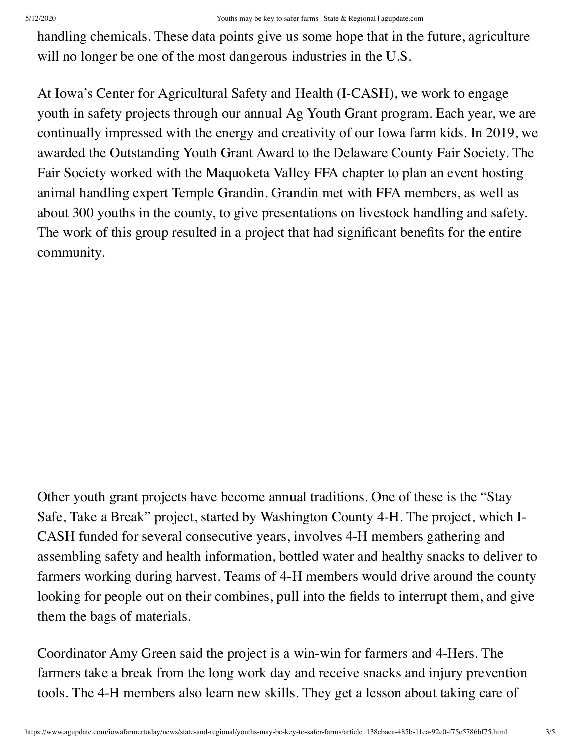handling chemicals. These data points give us some hope that in the future, agriculture will no longer be one of the most dangerous industries in the U.S.

At Iowa's Center for Agricultural Safety and Health (I-CASH), we work to engage youth in safety projects through our annual Ag Youth Grant program. Each year, we are continually impressed with the energy and creativity of our Iowa farm kids. In 2019, we awarded the Outstanding Youth Grant Award to the Delaware County Fair Society. The Fair Society worked with the Maquoketa Valley FFA chapter to plan an event hosting animal handling expert Temple Grandin. Grandin met with FFA members, as well as about 300 youths in the county, to give presentations on livestock handling and safety. The work of this group resulted in a project that had significant benefits for the entire community.

Other youth grant projects have become annual traditions. One of these is the "Stay Safe, Take a Break" project, started by Washington County 4-H. The project, which I-CASH funded for several consecutive years, involves 4-H members gathering and assembling safety and health information, bottled water and healthy snacks to deliver to farmers working during harvest. Teams of 4-H members would drive around the county looking for people out on their combines, pull into the fields to interrupt them, and give them the bags of materials.

Coordinator Amy Green said the project is a win-win for farmers and 4-Hers. The farmers take a break from the long work day and receive snacks and injury prevention tools. The 4-H members also learn new skills. They get a lesson about taking care of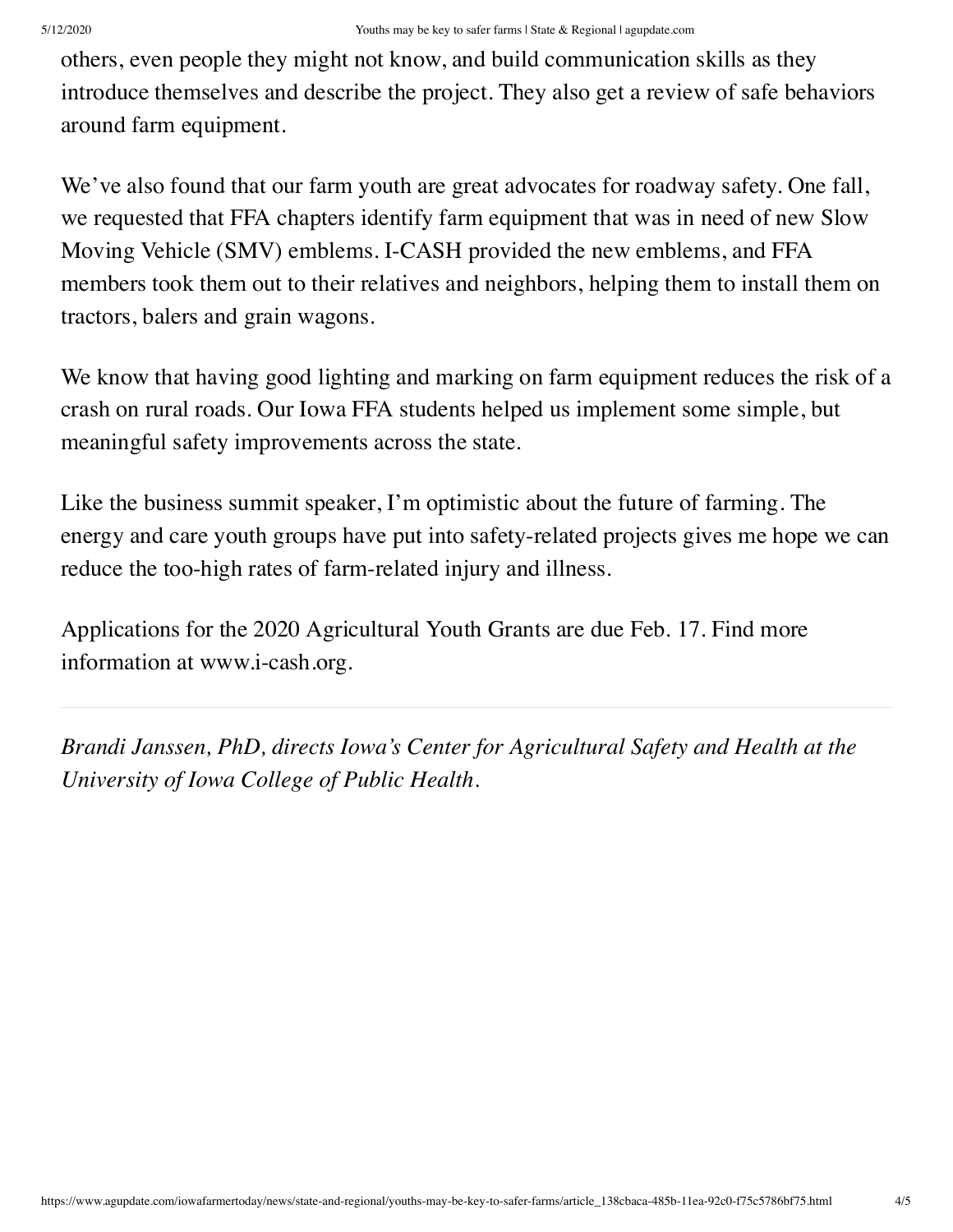others, even people they might not know, and build communication skills as they introduce themselves and describe the project. They also get a review of safe behaviors around farm equipment.

We've also found that our farm youth are great advocates for roadway safety. One fall, we requested that FFA chapters identify farm equipment that was in need of new Slow Moving Vehicle (SMV) emblems. I-CASH provided the new emblems, and FFA members took them out to their relatives and neighbors, helping them to install them on tractors, balers and grain wagons.

We know that having good lighting and marking on farm equipment reduces the risk of a crash on rural roads. Our Iowa FFA students helped us implement some simple, but meaningful safety improvements across the state.

Like the business summit speaker, I'm optimistic about the future of farming. The energy and care youth groups have put into safety-related projects gives me hope we can reduce the too-high rates of farm-related injury and illness.

Applications for the 2020 Agricultural Youth Grants are due Feb. 17. Find more information at www.i-cash.org.

---

*Brandi Janssen, PhD, directs Iowa's Center for Agricultural Safety and Health at the University of Iowa College of Public Health.*